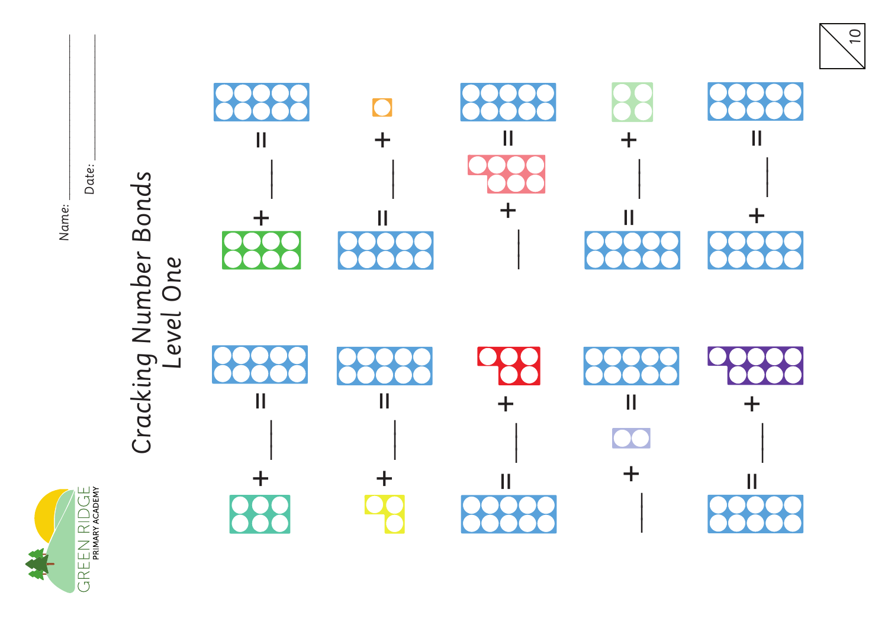Name: ______________________

Date: ______________________

# Cracking Number Bonds
## Level One

GREEN RIDGE PRIMARY ACADEMY

10

___ + ___ = ___

___ + ___ = ___

___ + ___ = ___

___ + ___ = ___

___ + ___ = ___

___ + ___ = ___

___ + ___ = ___

___ + ___ = ___

___ + ___ = ___

___ + ___ = ___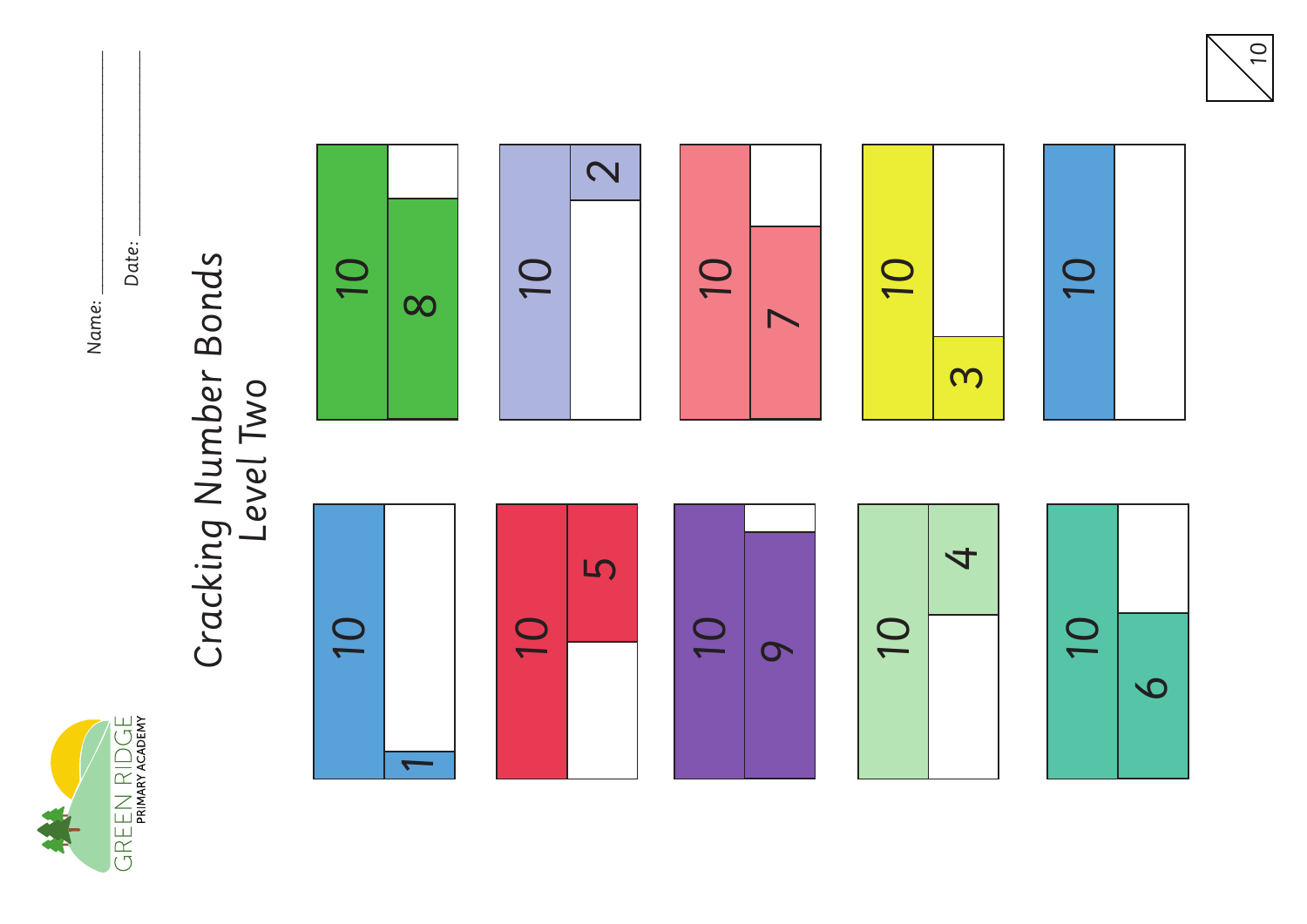GREEN RIDGE PRIMARY ACADEMY

Name: ______________________

Date: ______________________

# Cracking Number Bonds
## Level Two

| Whole | Part | Part |
|---|---|---|
| 10 | 1 | |
| 10 | 5 | |
| 10 | 9 | |
| 10 | 4 | |
| 10 | 6 | |
| 10 | 8 | |
| 10 | 2 | |
| 10 | 7 | |
| 10 | 3 | |
| 10 | | |

/10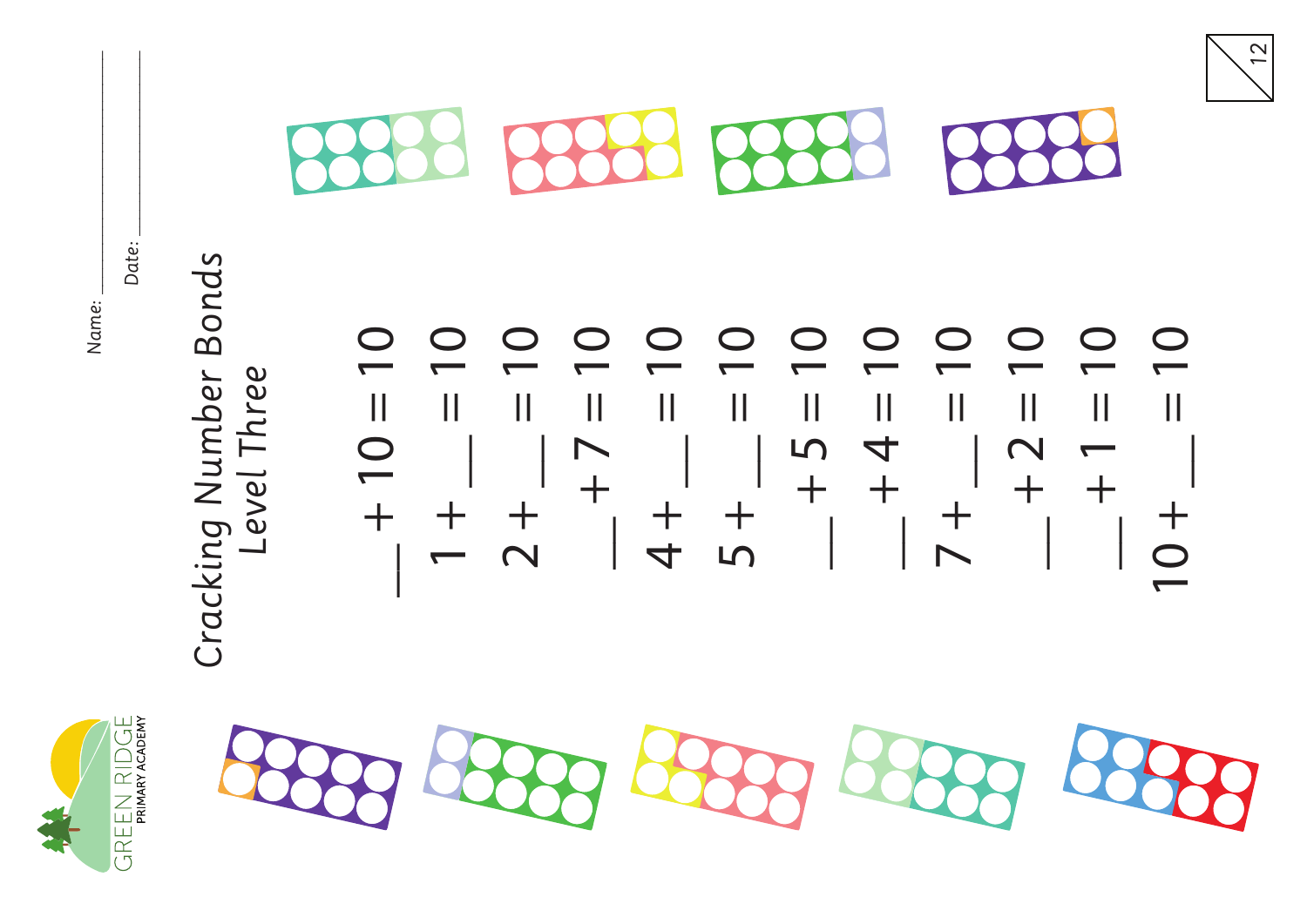Name: \_\_\_\_\_\_\_\_\_\_\_\_\_\_\_\_

Date: \_\_\_\_\_\_\_\_\_\_\_\_\_\_\_\_

# *Cracking Number Bonds*
## *Level Three*

\_\_ + 10 = 10

1 + \_\_ = 10

2 + \_\_ = 10

\_\_ + 7 = 10

4 + \_\_ = 10

5 + \_\_ = 10

\_\_ + 5 = 10

\_\_ + 4 = 10

7 + \_\_ = 10

\_\_ + 2 = 10

\_\_ + 1 = 10

10 + \_\_ = 10

/12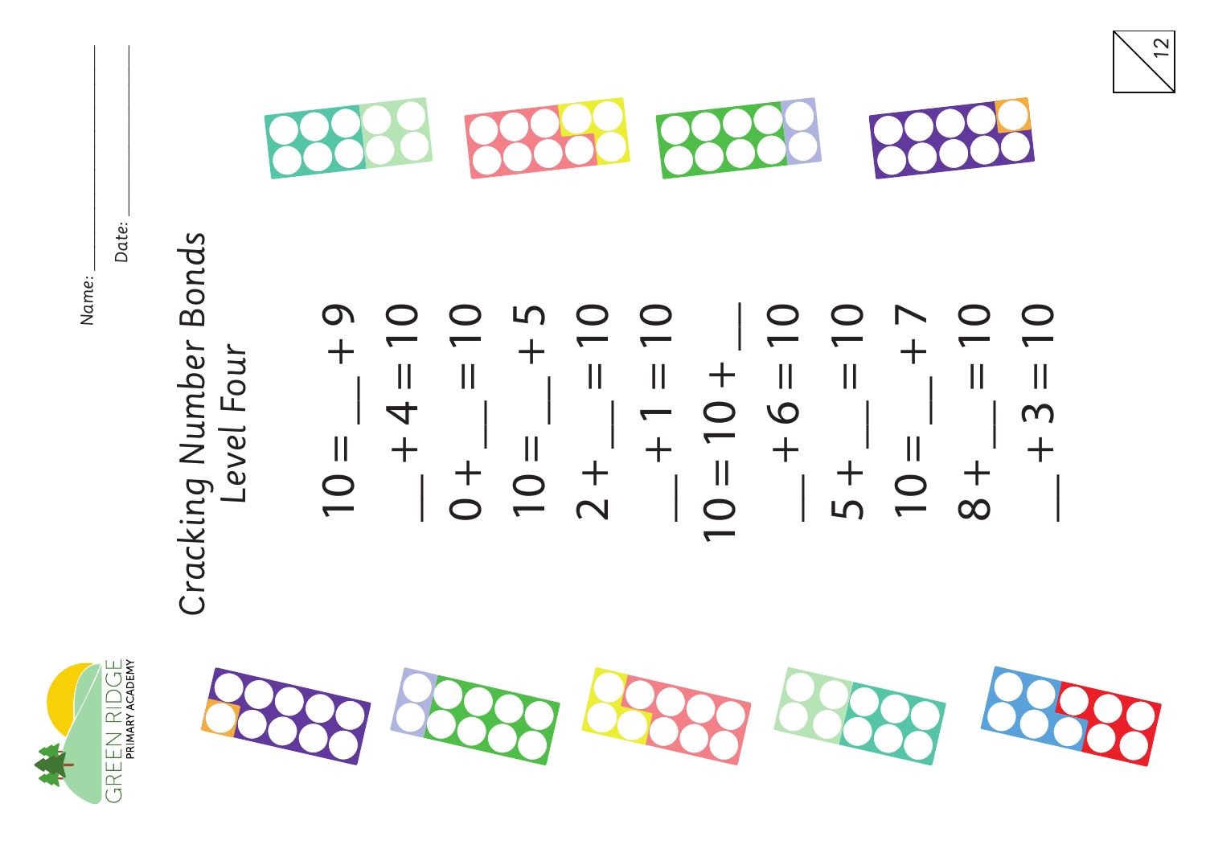Name: ____________________

Date: ____________________

# Cracking Number Bonds
## Level Four

$10 = \_\_ + 9$

$\_\_ + 4 = 10$

$0 + \_\_ = 10$

$10 = \_\_ + 5$

$2 + \_\_ = 10$

$\_\_ + 1 = 10$

$10 = 10 + \_\_$

$\_\_ + 6 = 10$

$5 + \_\_ = 10$

$10 = \_\_ + 7$

$8 + \_\_ = 10$

$\_\_ + 3 = 10$

/12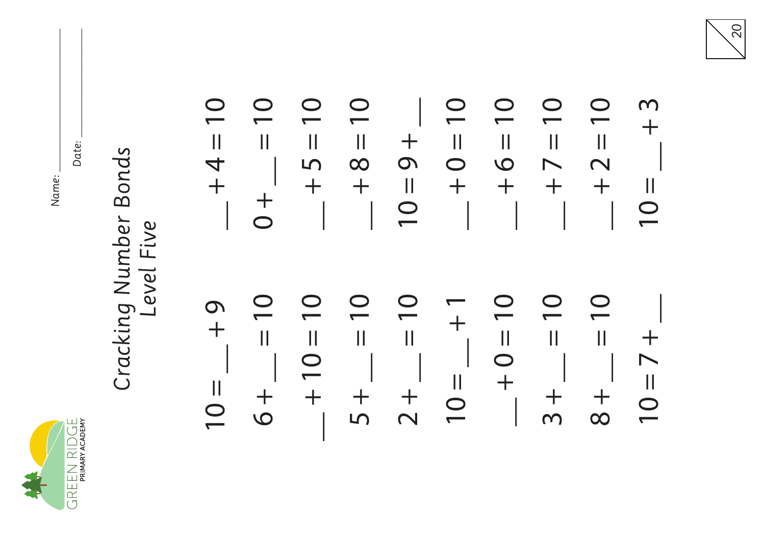GREEN RIDGE
PRIMARY ACADEMY

Name: ____________________

Date: ____________________

# *Cracking Number Bonds*
## *Level Five*

/20

| | |
|---|---|
| $10 = \_\_ + 9$ | $\_\_ + 4 = 10$ |
| $6 + \_\_ = 10$ | $0 + \_\_ = 10$ |
| $\_\_ + 10 = 10$ | $\_\_ + 5 = 10$ |
| $5 + \_\_ = 10$ | $\_\_ + 8 = 10$ |
| $2 + \_\_ = 10$ | $10 = 9 + \_\_$ |
| $10 = \_\_ + 1$ | $\_\_ + 0 = 10$ |
| $\_\_ + 0 = 10$ | $\_\_ + 6 = 10$ |
| $3 + \_\_ = 10$ | $\_\_ + 7 = 10$ |
| $8 + \_\_ = 10$ | $\_\_ + 2 = 10$ |
| $10 = 7 + \_\_$ | $10 = \_\_ + 3$ |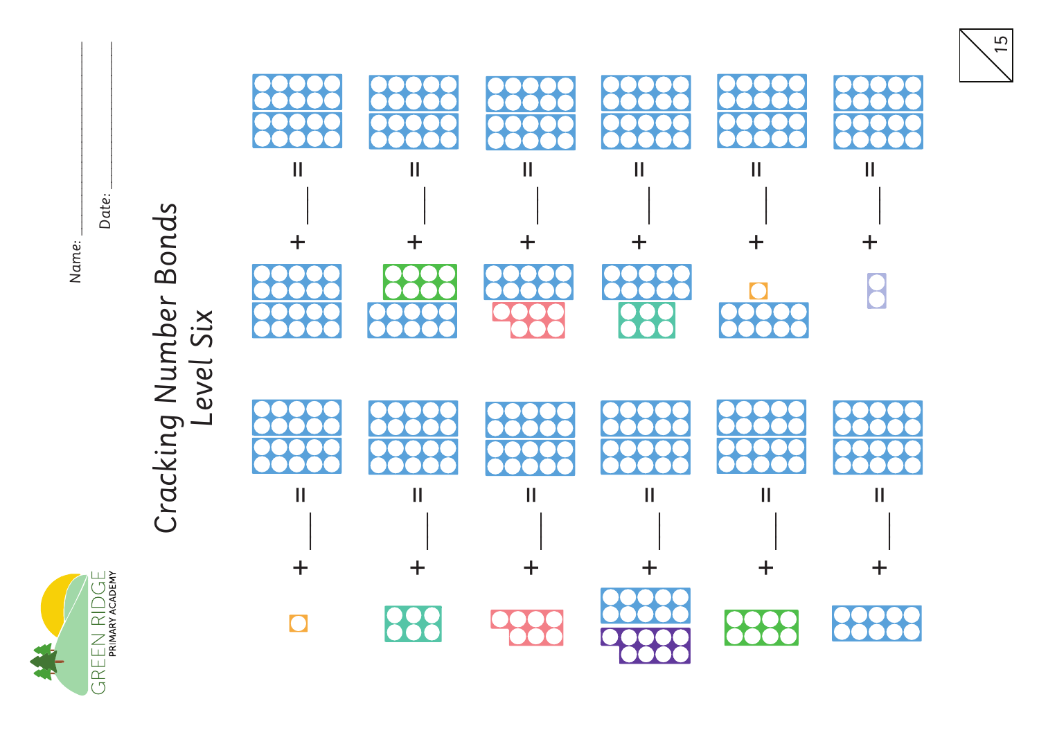Name: ____________________

Date: ____________________

# Cracking Number Bonds
## Level Six

15

___ + ___ = ___

___ + ___ = ___

___ + ___ = ___

___ + ___ = ___

___ + ___ = ___

___ + ___ = ___

___ + ___ = ___

___ + ___ = ___

___ + ___ = ___

___ + ___ = ___

___ + ___ = ___

___ + ___ = ___

GREEN RIDGE
PRIMARY ACADEMY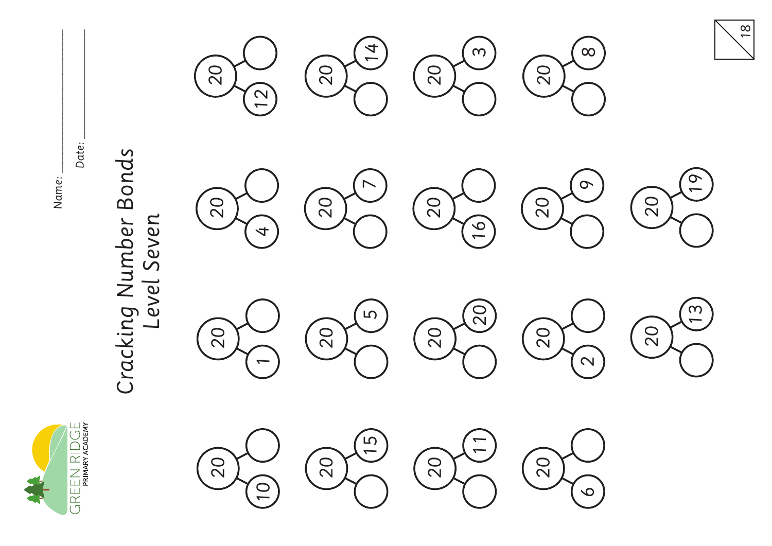GREEN RIDGE
PRIMARY ACADEMY

Name: \_\_\_\_\_\_\_\_\_\_\_\_\_\_\_\_\_\_\_\_

Date: \_\_\_\_\_\_\_\_\_\_\_\_\_\_\_\_\_\_\_\_

# Cracking Number Bonds
## Level Seven

| Whole | Part | Part |
|---|---|---|
| 20 | 10 | |
| 20 | 1 | |
| 20 | 4 | |
| 20 | 12 | |
| 20 | 15 | |
| 20 | 5 | |
| 20 | 7 | |
| 20 | 14 | |
| 20 | 11 | |
| 20 | 20 | |
| 20 | 16 | |
| 20 | 3 | |
| 20 | 6 | |
| 20 | 2 | |
| 20 | 9 | |
| 20 | 8 | |
| 20 | 13 | |
| 20 | 19 | |

/18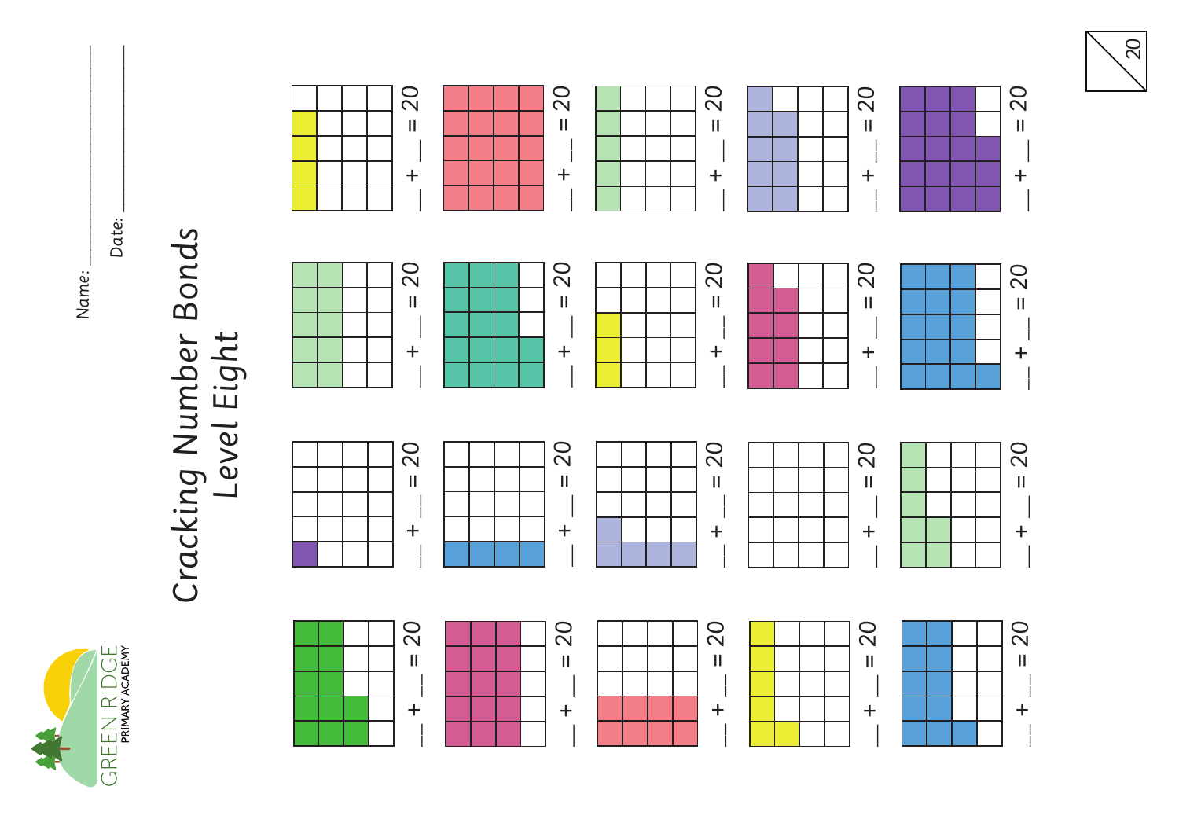Name: ________________

Date: ________________

GREEN RIDGE PRIMARY ACADEMY

# Cracking Number Bonds
## Level Eight

20

___ + ___ = 20

___ + ___ = 20

___ + ___ = 20

___ + ___ = 20

___ + ___ = 20

___ + ___ = 20

___ + ___ = 20

___ + ___ = 20

___ + ___ = 20

___ + ___ = 20

___ + ___ = 20

___ + ___ = 20

___ + ___ = 20

___ + ___ = 20

___ + ___ = 20

___ + ___ = 20

___ + ___ = 20

___ + ___ = 20

___ + ___ = 20

___ + ___ = 20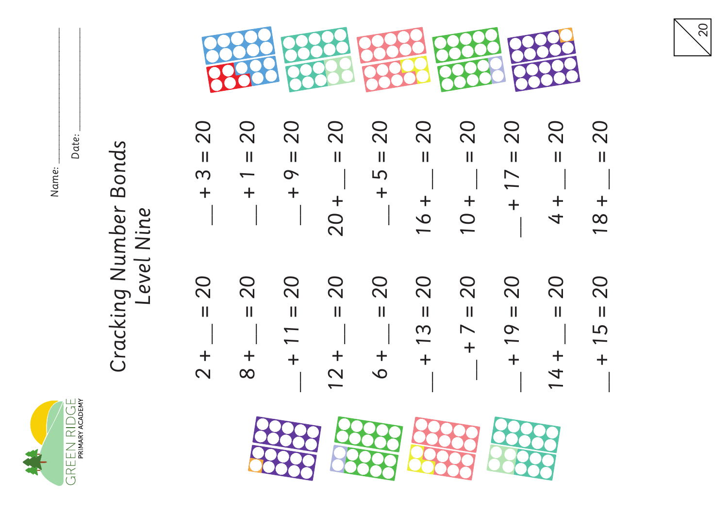Name: \_\_\_\_\_\_\_\_\_\_\_\_\_\_\_\_

Date: \_\_\_\_\_\_\_\_\_\_\_\_\_\_\_\_

20

# Cracking Number Bonds
## *Level Nine*

GREEN RIDGE PRIMARY ACADEMY

$2 + \_ = 20$

$8 + \_ = 20$

$\_ + 11 = 20$

$12 + \_ = 20$

$6 + \_ = 20$

$\_ + 13 = 20$

$\_ + 7 = 20$

$\_ + 19 = 20$

$14 + \_ = 20$

$\_ + 15 = 20$

$\_ + 3 = 20$

$\_ + 1 = 20$

$\_ + 9 = 20$

$20 + \_ = 20$

$\_ + 5 = 20$

$16 + \_ = 20$

$10 + \_ = 20$

$\_ + 17 = 20$

$4 + \_ = 20$

$18 + \_ = 20$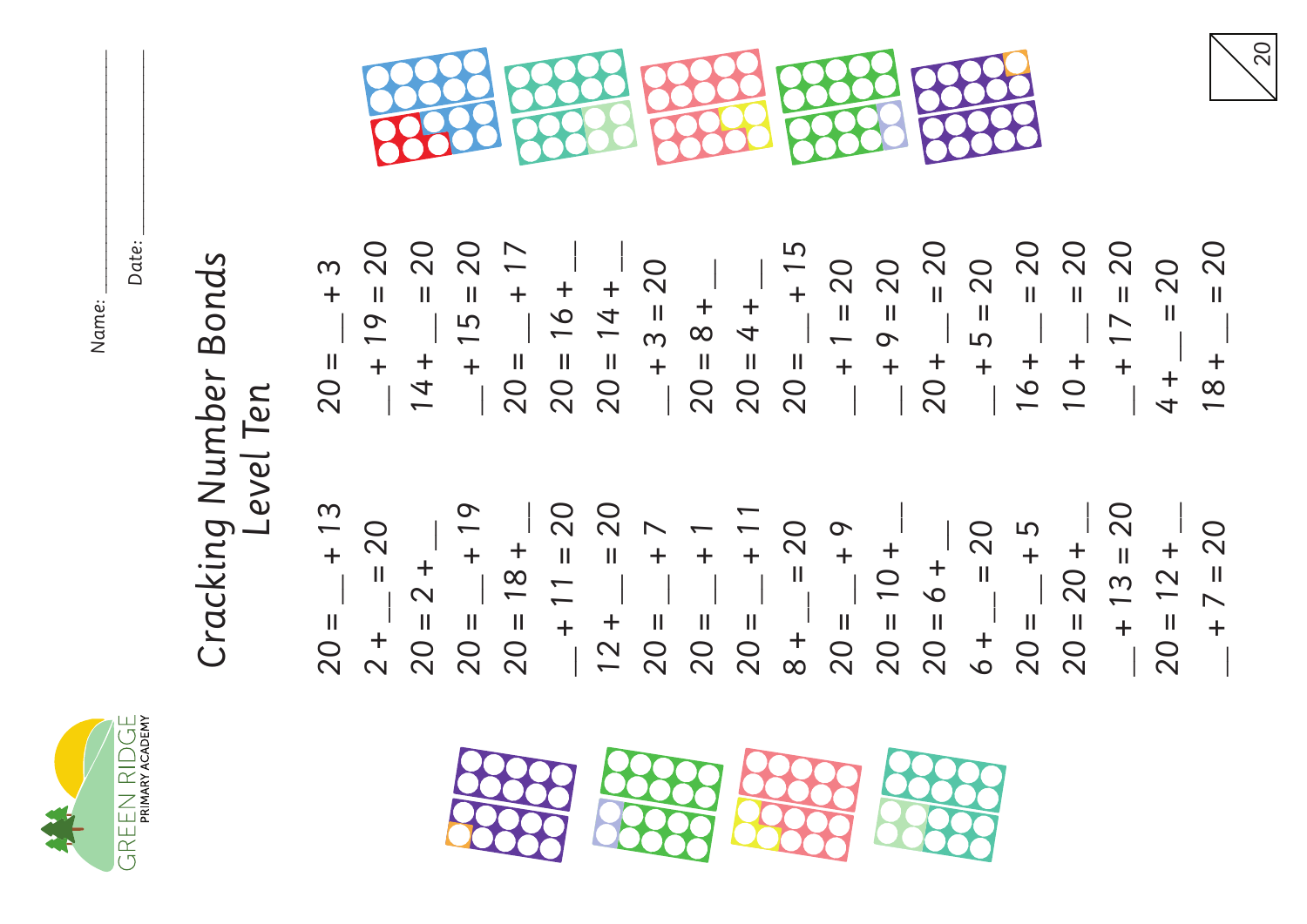Name: ___________________

Date: ___________________

# Cracking Number Bonds
## Level Ten

$20 = \_ + 13$

$2 + \_ = 20$

$20 = 2 + \_$

$20 = \_ + 19$

$20 = 18 + \_$

$\_ + 11 = 20$

$12 + \_ = 20$

$20 = \_ + 7$

$20 = \_ + 1$

$20 = \_ + 11$

$8 + \_ = 20$

$20 = \_ + 9$

$20 = 10 + \_$

$20 = 6 + \_$

$6 + \_ = 20$

$20 = \_ + 5$

$20 = 20 + \_$

$\_ + 13 = 20$

$20 = 12 + \_$

$\_ + 7 = 20$

$20 = \_ + 3$

$\_ + 19 = 20$

$14 + \_ = 20$

$\_ + 15 = 20$

$20 = \_ + 17$

$20 = 16 + \_$

$20 = 14 + \_$

$\_ + 3 = 20$

$20 = 8 + \_$

$20 = 4 + \_$

$20 = \_ + 15$

$\_ + 1 = 20$

$\_ + 9 = 20$

$20 + \_ = 20$

$\_ + 5 = 20$

$16 + \_ = 20$

$10 + \_ = 20$

$\_ + 17 = 20$

$4 + \_ = 20$

$18 + \_ = 20$

20